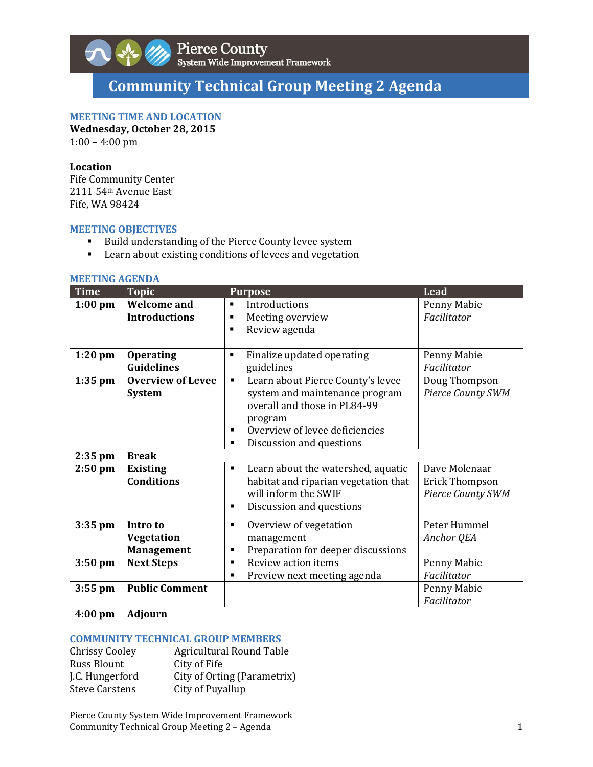# Pierce County
## System Wide Improvement Framework

# Community Technical Group Meeting 2 Agenda

### MEETING TIME AND LOCATION

**Wednesday, October 28, 2015**
1:00 – 4:00 pm

**Location**
Fife Community Center
2111 54th Avenue East
Fife, WA 98424

### MEETING OBJECTIVES

- Build understanding of the Pierce County levee system
- Learn about existing conditions of levees and vegetation

### MEETING AGENDA

| Time | Topic | Purpose | Lead |
|---|---|---|---|
| **1:00 pm** | **Welcome and Introductions** | ▪ Introductions<br>▪ Meeting overview<br>▪ Review agenda | Penny Mabie<br>*Facilitator* |
| **1:20 pm** | **Operating Guidelines** | ▪ Finalize updated operating guidelines | Penny Mabie<br>*Facilitator* |
| **1:35 pm** | **Overview of Levee System** | ▪ Learn about Pierce County's levee system and maintenance program overall and those in PL84-99 program<br>▪ Overview of levee deficiencies<br>▪ Discussion and questions | Doug Thompson<br>*Pierce County SWM* |
| **2:35 pm** | **Break** | | |
| **2:50 pm** | **Existing Conditions** | ▪ Learn about the watershed, aquatic habitat and riparian vegetation that will inform the SWIF<br>▪ Discussion and questions | Dave Molenaar<br>Erick Thompson<br>*Pierce County SWM* |
| **3:35 pm** | **Intro to Vegetation Management** | ▪ Overview of vegetation management<br>▪ Preparation for deeper discussions | Peter Hummel<br>*Anchor QEA* |
| **3:50 pm** | **Next Steps** | ▪ Review action items<br>▪ Preview next meeting agenda | Penny Mabie<br>*Facilitator* |
| **3:55 pm** | **Public Comment** | | Penny Mabie<br>*Facilitator* |
| **4:00 pm** | **Adjourn** | | |

### COMMUNITY TECHNICAL GROUP MEMBERS

| | |
|---|---|
| Chrissy Cooley | Agricultural Round Table |
| Russ Blount | City of Fife |
| J.C. Hungerford | City of Orting (Parametrix) |
| Steve Carstens | City of Puyallup |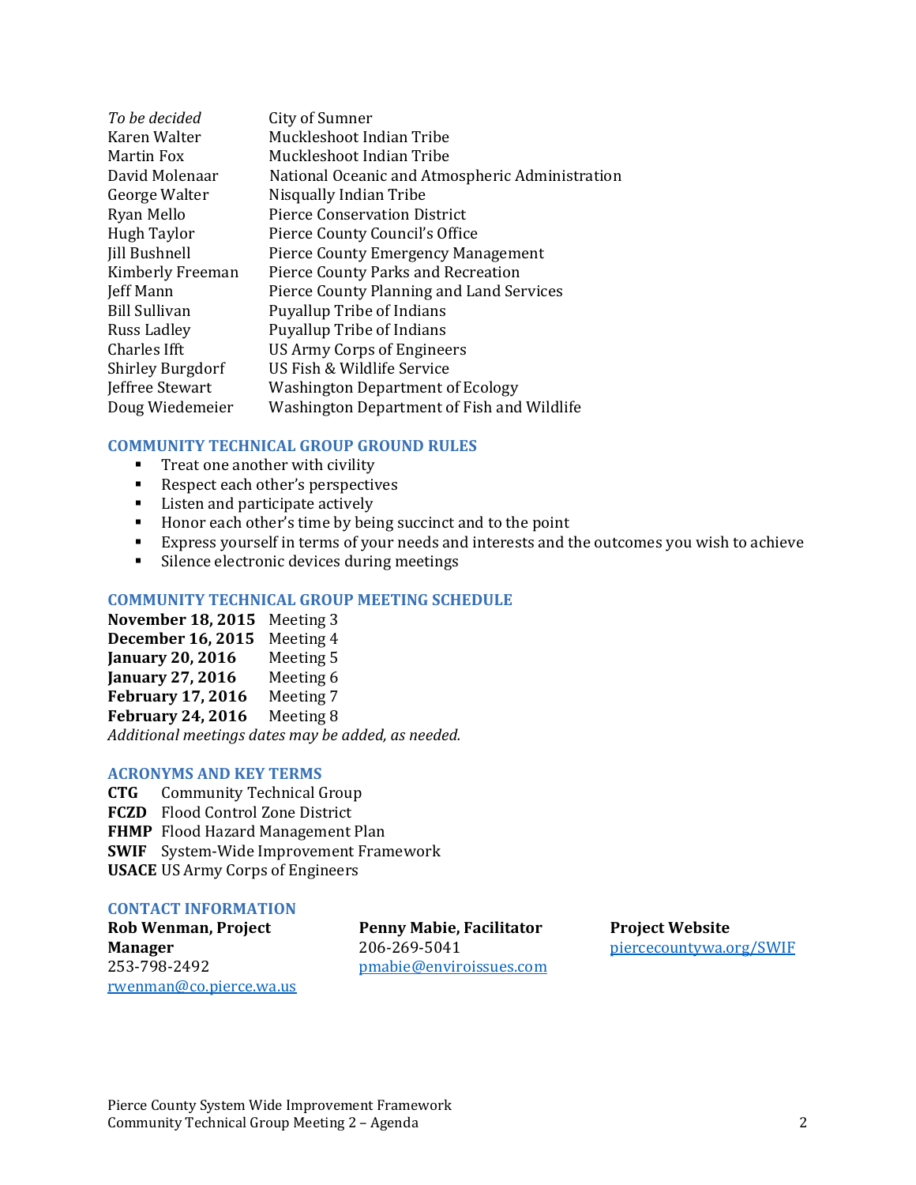| | |
|---|---|
| *To be decided* | City of Sumner |
| Karen Walter | Muckleshoot Indian Tribe |
| Martin Fox | Muckleshoot Indian Tribe |
| David Molenaar | National Oceanic and Atmospheric Administration |
| George Walter | Nisqually Indian Tribe |
| Ryan Mello | Pierce Conservation District |
| Hugh Taylor | Pierce County Council's Office |
| Jill Bushnell | Pierce County Emergency Management |
| Kimberly Freeman | Pierce County Parks and Recreation |
| Jeff Mann | Pierce County Planning and Land Services |
| Bill Sullivan | Puyallup Tribe of Indians |
| Russ Ladley | Puyallup Tribe of Indians |
| Charles Ifft | US Army Corps of Engineers |
| Shirley Burgdorf | US Fish & Wildlife Service |
| Jeffree Stewart | Washington Department of Ecology |
| Doug Wiedemeier | Washington Department of Fish and Wildlife |

## COMMUNITY TECHNICAL GROUP GROUND RULES

- Treat one another with civility
- Respect each other's perspectives
- Listen and participate actively
- Honor each other's time by being succinct and to the point
- Express yourself in terms of your needs and interests and the outcomes you wish to achieve
- Silence electronic devices during meetings

## COMMUNITY TECHNICAL GROUP MEETING SCHEDULE

| | |
|---|---|
| **November 18, 2015** | Meeting 3 |
| **December 16, 2015** | Meeting 4 |
| **January 20, 2016** | Meeting 5 |
| **January 27, 2016** | Meeting 6 |
| **February 17, 2016** | Meeting 7 |
| **February 24, 2016** | Meeting 8 |

*Additional meetings dates may be added, as needed.*

## ACRONYMS AND KEY TERMS

**CTG** Community Technical Group
**FCZD** Flood Control Zone District
**FHMP** Flood Hazard Management Plan
**SWIF** System-Wide Improvement Framework
**USACE** US Army Corps of Engineers

## CONTACT INFORMATION

**Rob Wenman, Project Manager**
253-798-2492
rwenman@co.pierce.wa.us

**Penny Mabie, Facilitator**
206-269-5041
pmabie@enviroissues.com

**Project Website**
piercecountywa.org/SWIF